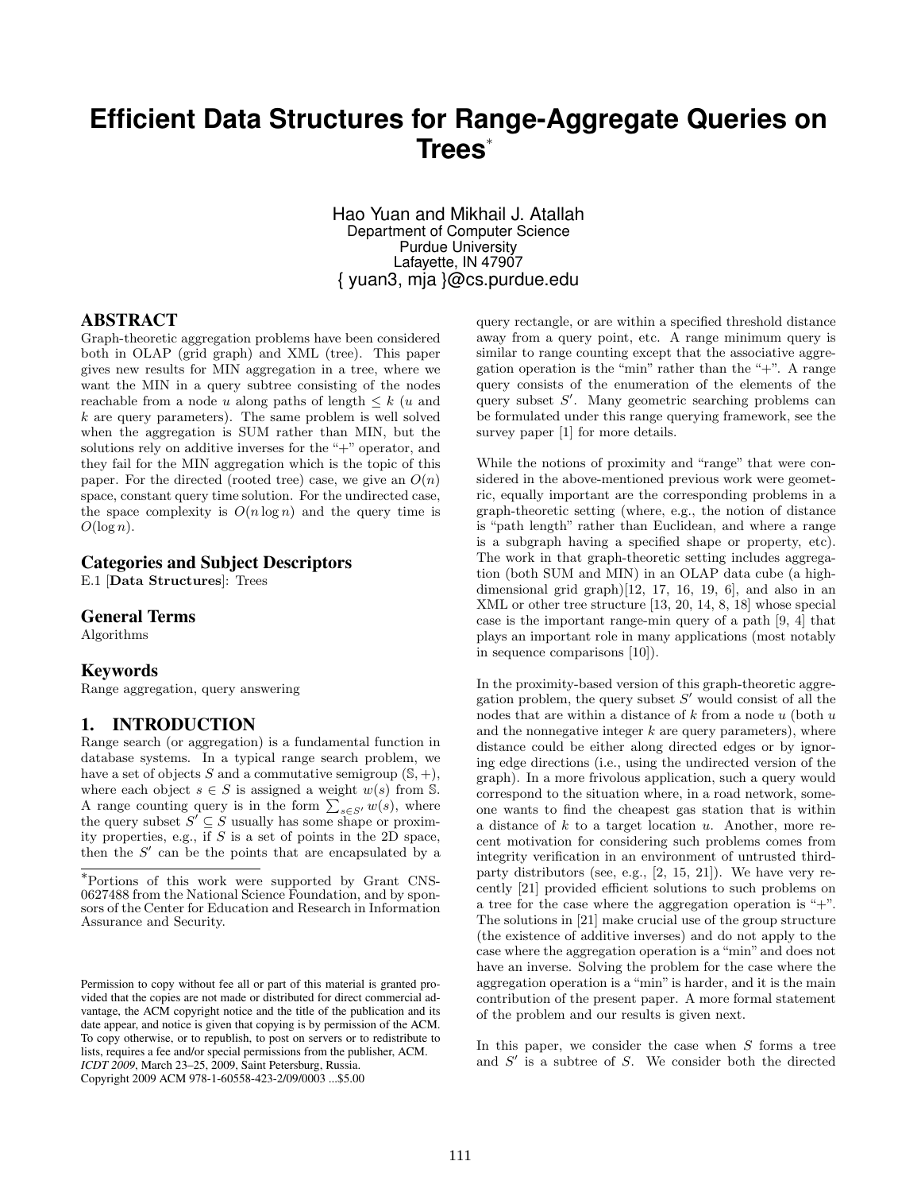# Efficient Data Structures for Range-Aggregate Queries on Trees*

Hao Yuan and Mikhail J. Atallah
Department of Computer Science
Purdue University
Lafayette, IN 47907
{ yuan3, mja }@cs.purdue.edu

## ABSTRACT

Graph-theoretic aggregation problems have been considered both in OLAP (grid graph) and XML (tree). This paper gives new results for MIN aggregation in a tree, where we want the MIN in a query subtree consisting of the nodes reachable from a node $u$ along paths of length $\leq k$ ($u$ and $k$ are query parameters). The same problem is well solved when the aggregation is SUM rather than MIN, but the solutions rely on additive inverses for the "+" operator, and they fail for the MIN aggregation which is the topic of this paper. For the directed (rooted tree) case, we give an $O(n)$ space, constant query time solution. For the undirected case, the space complexity is $O(n \log n)$ and the query time is $O(\log n)$.

## Categories and Subject Descriptors

E.1 [**Data Structures**]: Trees

## General Terms

Algorithms

## Keywords

Range aggregation, query answering

## 1. INTRODUCTION

Range search (or aggregation) is a fundamental function in database systems. In a typical range search problem, we have a set of objects $S$ and a commutative semigroup $(\mathbb{S}, +)$, where each object $s \in S$ is assigned a weight $w(s)$ from $\mathbb{S}$. A range counting query is in the form $\sum_{s \in S'} w(s)$, where the query subset $S' \subseteq S$ usually has some shape or proximity properties, e.g., if $S$ is a set of points in the 2D space, then the $S'$ can be the points that are encapsulated by a query rectangle, or are within a specified threshold distance away from a query point, etc. A range minimum query is similar to range counting except that the associative aggregation operation is the "min" rather than the "+". A range query consists of the enumeration of the elements of the query subset $S'$. Many geometric searching problems can be formulated under this range querying framework, see the survey paper [1] for more details.

While the notions of proximity and "range" that were considered in the above-mentioned previous work were geometric, equally important are the corresponding problems in a graph-theoretic setting (where, e.g., the notion of distance is "path length" rather than Euclidean, and where a range is a subgraph having a specified shape or property, etc). The work in that graph-theoretic setting includes aggregation (both SUM and MIN) in an OLAP data cube (a high-dimensional grid graph)[12, 17, 16, 19, 6], and also in an XML or other tree structure [13, 20, 14, 8, 18] whose special case is the important range-min query of a path [9, 4] that plays an important role in many applications (most notably in sequence comparisons [10]).

In the proximity-based version of this graph-theoretic aggregation problem, the query subset $S'$ would consist of all the nodes that are within a distance of $k$ from a node $u$ (both $u$ and the nonnegative integer $k$ are query parameters), where distance could be either along directed edges or by ignoring edge directions (i.e., using the undirected version of the graph). In a more frivolous application, such a query would correspond to the situation where, in a road network, someone wants to find the cheapest gas station that is within a distance of $k$ to a target location $u$. Another, more recent motivation for considering such problems comes from integrity verification in an environment of untrusted third-party distributors (see, e.g., [2, 15, 21]). We have very recently [21] provided efficient solutions to such problems on a tree for the case where the aggregation operation is "+". The solutions in [21] make crucial use of the group structure (the existence of additive inverses) and do not apply to the case where the aggregation operation is a "min" and does not have an inverse. Solving the problem for the case where the aggregation operation is a "min" is harder, and it is the main contribution of the present paper. A more formal statement of the problem and our results is given next.

In this paper, we consider the case when $S$ forms a tree and $S'$ is a subtree of $S$. We consider both the directed

---

*Portions of this work were supported by Grant CNS-0627488 from the National Science Foundation, and by sponsors of the Center for Education and Research in Information Assurance and Security.

Permission to copy without fee all or part of this material is granted provided that the copies are not made or distributed for direct commercial advantage, the ACM copyright notice and the title of the publication and its date appear, and notice is given that copying is by permission of the ACM. To copy otherwise, or to republish, to post on servers or to redistribute to lists, requires a fee and/or special permissions from the publisher, ACM.
*ICDT 2009*, March 23–25, 2009, Saint Petersburg, Russia.
Copyright 2009 ACM 978-1-60558-423-2/09/0003 ...$5.00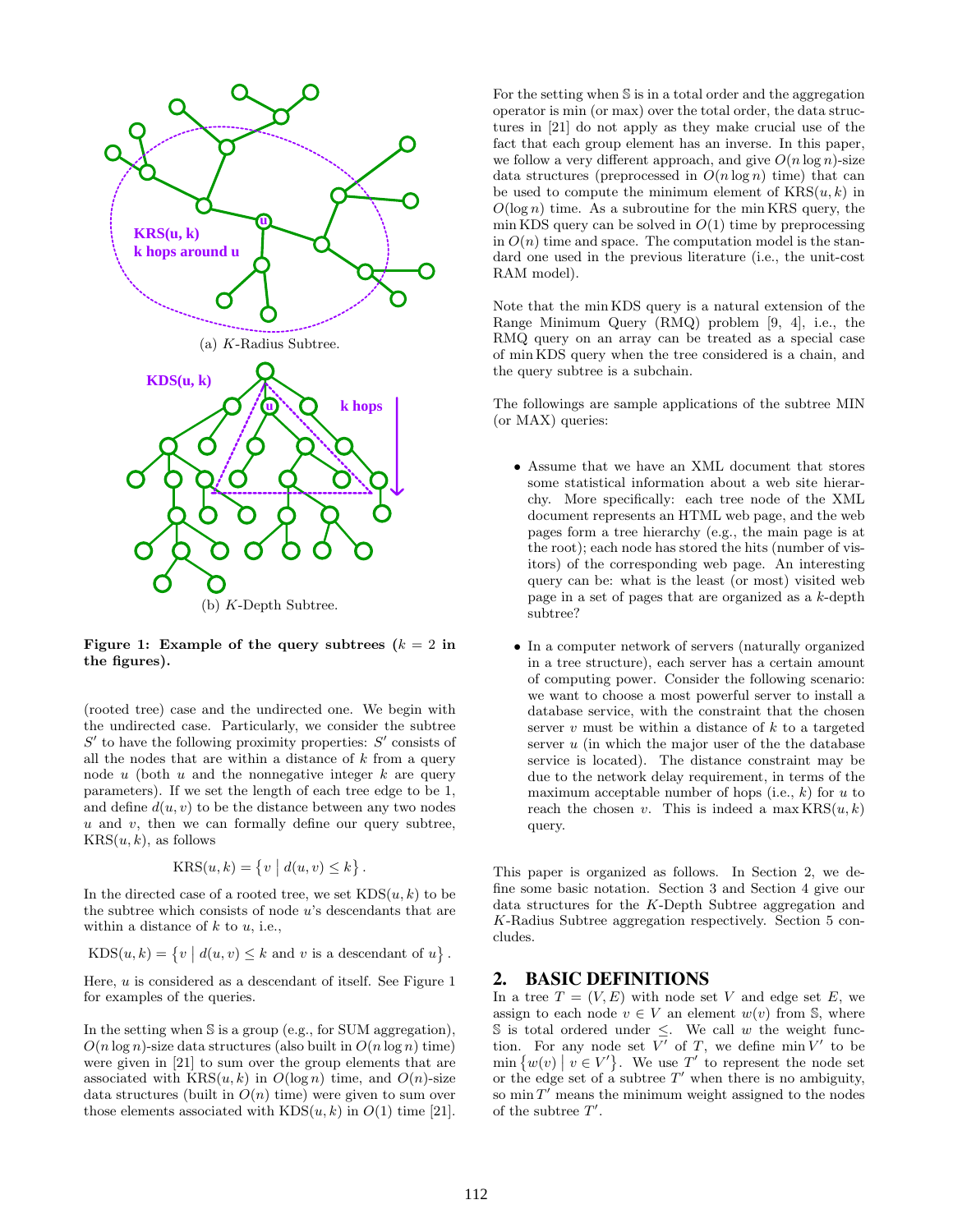KRS(u, k)
k hops around u

(a) $K$-Radius Subtree.

KDS(u, k)

k hops

(b) $K$-Depth Subtree.

**Figure 1: Example of the query subtrees ($k = 2$ in the figures).**

(rooted tree) case and the undirected one. We begin with the undirected case. Particularly, we consider the subtree $S'$ to have the following proximity properties: $S'$ consists of all the nodes that are within a distance of $k$ from a query node $u$ (both $u$ and the nonnegative integer $k$ are query parameters). If we set the length of each tree edge to be 1, and define $d(u, v)$ to be the distance between any two nodes $u$ and $v$, then we can formally define our query subtree, $\text{KRS}(u, k)$, as follows

$$\text{KRS}(u, k) = \{ v \mid d(u, v) \leq k \} .$$

In the directed case of a rooted tree, we set $\text{KDS}(u, k)$ to be the subtree which consists of node $u$'s descendants that are within a distance of $k$ to $u$, i.e.,

$$\text{KDS}(u, k) = \{ v \mid d(u, v) \leq k \text{ and } v \text{ is a descendant of } u \} .$$

Here, $u$ is considered as a descendant of itself. See Figure 1 for examples of the queries.

In the setting when $\mathbb{S}$ is a group (e.g., for SUM aggregation), $O(n \log n)$-size data structures (also built in $O(n \log n)$ time) were given in [21] to sum over the group elements that are associated with $\text{KRS}(u, k)$ in $O(\log n)$ time, and $O(n)$-size data structures (built in $O(n)$ time) were given to sum over those elements associated with $\text{KDS}(u, k)$ in $O(1)$ time [21].

For the setting when $\mathbb{S}$ is in a total order and the aggregation operator is min (or max) over the total order, the data structures in [21] do not apply as they make crucial use of the fact that each group element has an inverse. In this paper, we follow a very different approach, and give $O(n \log n)$-size data structures (preprocessed in $O(n \log n)$ time) that can be used to compute the minimum element of $\text{KRS}(u, k)$ in $O(\log n)$ time. As a subroutine for the min KRS query, the min KDS query can be solved in $O(1)$ time by preprocessing in $O(n)$ time and space. The computation model is the standard one used in the previous literature (i.e., the unit-cost RAM model).

Note that the min KDS query is a natural extension of the Range Minimum Query (RMQ) problem [9, 4], i.e., the RMQ query on an array can be treated as a special case of min KDS query when the tree considered is a chain, and the query subtree is a subchain.

The followings are sample applications of the subtree MIN (or MAX) queries:

- Assume that we have an XML document that stores some statistical information about a web site hierarchy. More specifically: each tree node of the XML document represents an HTML web page, and the web pages form a tree hierarchy (e.g., the main page is at the root); each node has stored the hits (number of visitors) of the corresponding web page. An interesting query can be: what is the least (or most) visited web page in a set of pages that are organized as a $k$-depth subtree?
- In a computer network of servers (naturally organized in a tree structure), each server has a certain amount of computing power. Consider the following scenario: we want to choose a most powerful server to install a database service, with the constraint that the chosen server $v$ must be within a distance of $k$ to a targeted server $u$ (in which the major user of the the database service is located). The distance constraint may be due to the network delay requirement, in terms of the maximum acceptable number of hops (i.e., $k$) for $u$ to reach the chosen $v$. This is indeed a $\max \text{KRS}(u, k)$ query.

This paper is organized as follows. In Section 2, we define some basic notation. Section 3 and Section 4 give our data structures for the $K$-Depth Subtree aggregation and $K$-Radius Subtree aggregation respectively. Section 5 concludes.

## 2. BASIC DEFINITIONS

In a tree $T = (V, E)$ with node set $V$ and edge set $E$, we assign to each node $v \in V$ an element $w(v)$ from $\mathbb{S}$, where $\mathbb{S}$ is total ordered under $\preceq$. We call $w$ the weight function. For any node set $V'$ of $T$, we define $\min V'$ to be $\min \{ w(v) \mid v \in V' \}$. We use $T'$ to represent the node set or the edge set of a subtree $T'$ when there is no ambiguity, so $\min T'$ means the minimum weight assigned to the nodes of the subtree $T'$.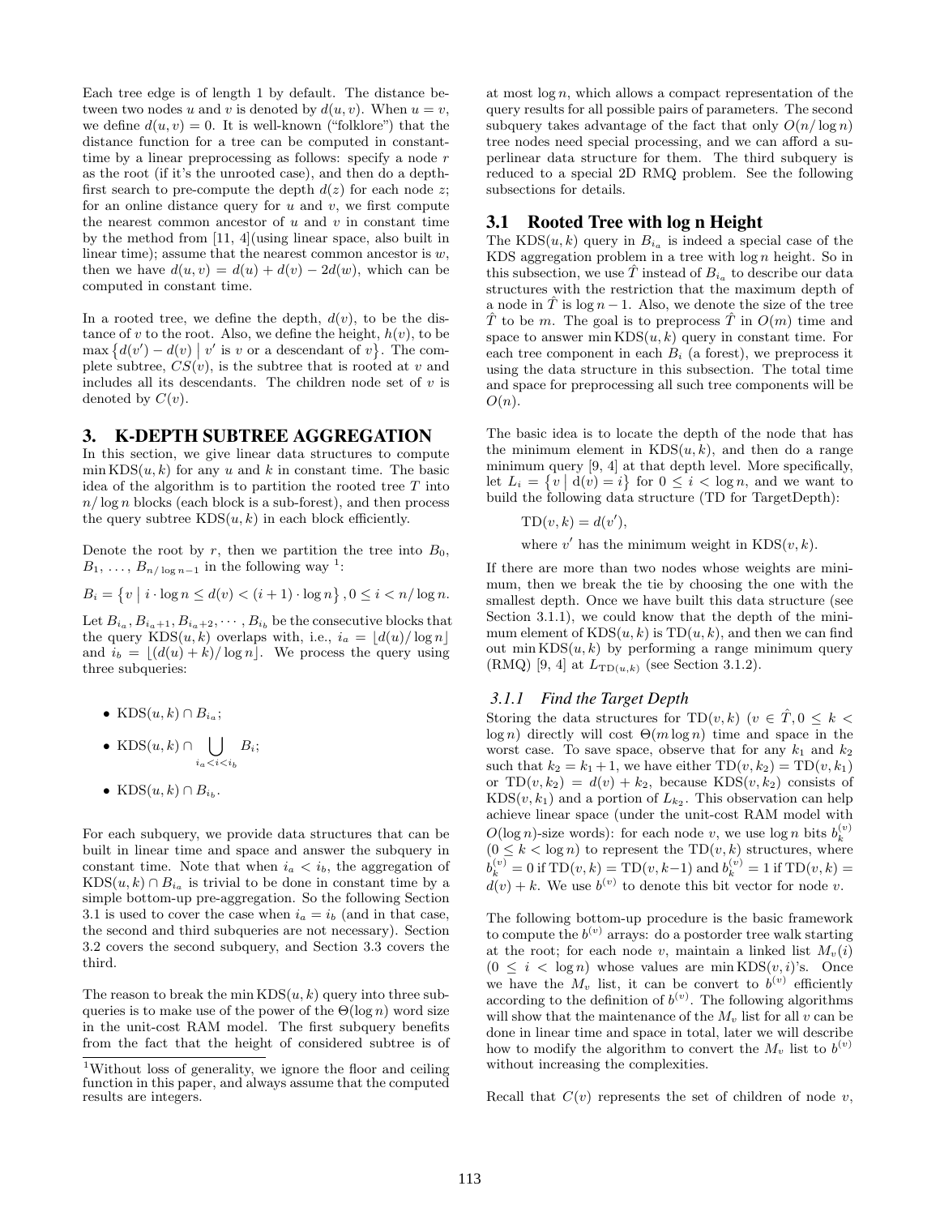Each tree edge is of length 1 by default. The distance between two nodes $u$ and $v$ is denoted by $d(u, v)$. When $u = v$, we define $d(u, v) = 0$. It is well-known ("folklore") that the distance function for a tree can be computed in constant-time by a linear preprocessing as follows: specify a node $r$ as the root (if it's the unrooted case), and then do a depth-first search to pre-compute the depth $d(z)$ for each node $z$; for an online distance query for $u$ and $v$, we first compute the nearest common ancestor of $u$ and $v$ in constant time by the method from [11, 4](using linear space, also built in linear time); assume that the nearest common ancestor is $w$, then we have $d(u, v) = d(u) + d(v) - 2d(w)$, which can be computed in constant time.

In a rooted tree, we define the depth, $d(v)$, to be the distance of $v$ to the root. Also, we define the height, $h(v)$, to be $\max\{d(v') - d(v) \mid v' \text{ is } v \text{ or a descendant of } v\}$. The complete subtree, $CS(v)$, is the subtree that is rooted at $v$ and includes all its descendants. The children node set of $v$ is denoted by $C(v)$.

## 3. K-DEPTH SUBTREE AGGREGATION

In this section, we give linear data structures to compute $\min \mathrm{KDS}(u, k)$ for any $u$ and $k$ in constant time. The basic idea of the algorithm is to partition the rooted tree $T$ into $n/\log n$ blocks (each block is a sub-forest), and then process the query subtree $\mathrm{KDS}(u, k)$ in each block efficiently.

Denote the root by $r$, then we partition the tree into $B_0$, $B_1$, ..., $B_{n/\log n - 1}$ in the following way [1]:

$$B_i = \{v \mid i \cdot \log n \le d(v) < (i+1) \cdot \log n\}, 0 \le i < n/\log n.$$

Let $B_{i_a}, B_{i_a+1}, B_{i_a+2}, \cdots, B_{i_b}$ be the consecutive blocks that the query $\mathrm{KDS}(u, k)$ overlaps with, i.e., $i_a = \lfloor d(u)/\log n \rfloor$ and $i_b = \lfloor (d(u) + k)/\log n \rfloor$. We process the query using three subqueries:

- $\mathrm{KDS}(u, k) \cap B_{i_a}$;
- $\mathrm{KDS}(u, k) \cap \bigcup_{i_a < i < i_b} B_i$;
- $\mathrm{KDS}(u, k) \cap B_{i_b}$.

For each subquery, we provide data structures that can be built in linear time and space and answer the subquery in constant time. Note that when $i_a < i_b$, the aggregation of $\mathrm{KDS}(u, k) \cap B_{i_a}$ is trivial to be done in constant time by a simple bottom-up pre-aggregation. So the following Section 3.1 is used to cover the case when $i_a = i_b$ (and in that case, the second and third subqueries are not necessary). Section 3.2 covers the second subquery, and Section 3.3 covers the third.

The reason to break the $\min \mathrm{KDS}(u, k)$ query into three subqueries is to make use of the power of the $\Theta(\log n)$ word size in the unit-cost RAM model. The first subquery benefits from the fact that the height of considered subtree is of at most $\log n$, which allows a compact representation of the query results for all possible pairs of parameters. The second subquery takes advantage of the fact that only $O(n/\log n)$ tree nodes need special processing, and we can afford a superlinear data structure for them. The third subquery is reduced to a special 2D RMQ problem. See the following subsections for details.

[1] Without loss of generality, we ignore the floor and ceiling function in this paper, and always assume that the computed results are integers.

### 3.1 Rooted Tree with log n Height

The $\mathrm{KDS}(u, k)$ query in $B_{i_a}$ is indeed a special case of the KDS aggregation problem in a tree with $\log n$ height. So in this subsection, we use $\hat{T}$ instead of $B_{i_a}$ to describe our data structures with the restriction that the maximum depth of a node in $\hat{T}$ is $\log n - 1$. Also, we denote the size of the tree $\hat{T}$ to be $m$. The goal is to preprocess $\hat{T}$ in $O(m)$ time and space to answer $\min \mathrm{KDS}(u, k)$ query in constant time. For each tree component in each $B_i$ (a forest), we preprocess it using the data structure in this subsection. The total time and space for preprocessing all such tree components will be $O(n)$.

The basic idea is to locate the depth of the node that has the minimum element in $\mathrm{KDS}(u, k)$, and then do a range minimum query [9, 4] at that depth level. More specifically, let $L_i = \{v \mid \mathrm{d}(v) = i\}$ for $0 \le i < \log n$, and we want to build the following data structure (TD for TargetDepth):

$$\mathrm{TD}(v, k) = d(v'),$$

where $v'$ has the minimum weight in $\mathrm{KDS}(v, k)$.

If there are more than two nodes whose weights are minimum, then we break the tie by choosing the one with the smallest depth. Once we have built this data structure (see Section 3.1.1), we could know that the depth of the minimum element of $\mathrm{KDS}(u, k)$ is $\mathrm{TD}(u, k)$, and then we can find out $\min \mathrm{KDS}(u, k)$ by performing a range minimum query (RMQ) [9, 4] at $L_{\mathrm{TD}(u,k)}$ (see Section 3.1.2).

#### 3.1.1 Find the Target Depth

Storing the data structures for $\mathrm{TD}(v, k)$ ($v \in \hat{T}, 0 \le k < \log n$) directly will cost $\Theta(m \log n)$ time and space in the worst case. To save space, observe that for any $k_1$ and $k_2$ such that $k_2 = k_1 + 1$, we have either $\mathrm{TD}(v, k_2) = \mathrm{TD}(v, k_1)$ or $\mathrm{TD}(v, k_2) = d(v) + k_2$, because $\mathrm{KDS}(v, k_2)$ consists of $\mathrm{KDS}(v, k_1)$ and a portion of $L_{k_2}$. This observation can help achieve linear space (under the unit-cost RAM model with $O(\log n)$-size words): for each node $v$, we use $\log n$ bits $b_k^{(v)}$ ($0 \le k < \log n$) to represent the $\mathrm{TD}(v, k)$ structures, where $b_k^{(v)} = 0$ if $\mathrm{TD}(v, k) = \mathrm{TD}(v, k-1)$ and $b_k^{(v)} = 1$ if $\mathrm{TD}(v, k) = d(v) + k$. We use $b^{(v)}$ to denote this bit vector for node $v$.

The following bottom-up procedure is the basic framework to compute the $b^{(v)}$ arrays: do a postorder tree walk starting at the root; for each node $v$, maintain a linked list $M_v(i)$ ($0 \le i < \log n$) whose values are $\min \mathrm{KDS}(v, i)$'s. Once we have the $M_v$ list, it can be convert to $b^{(v)}$ efficiently according to the definition of $b^{(v)}$. The following algorithms will show that the maintenance of the $M_v$ list for all $v$ can be done in linear time and space in total, later we will describe how to modify the algorithm to convert the $M_v$ list to $b^{(v)}$ without increasing the complexities.

Recall that $C(v)$ represents the set of children of node $v$,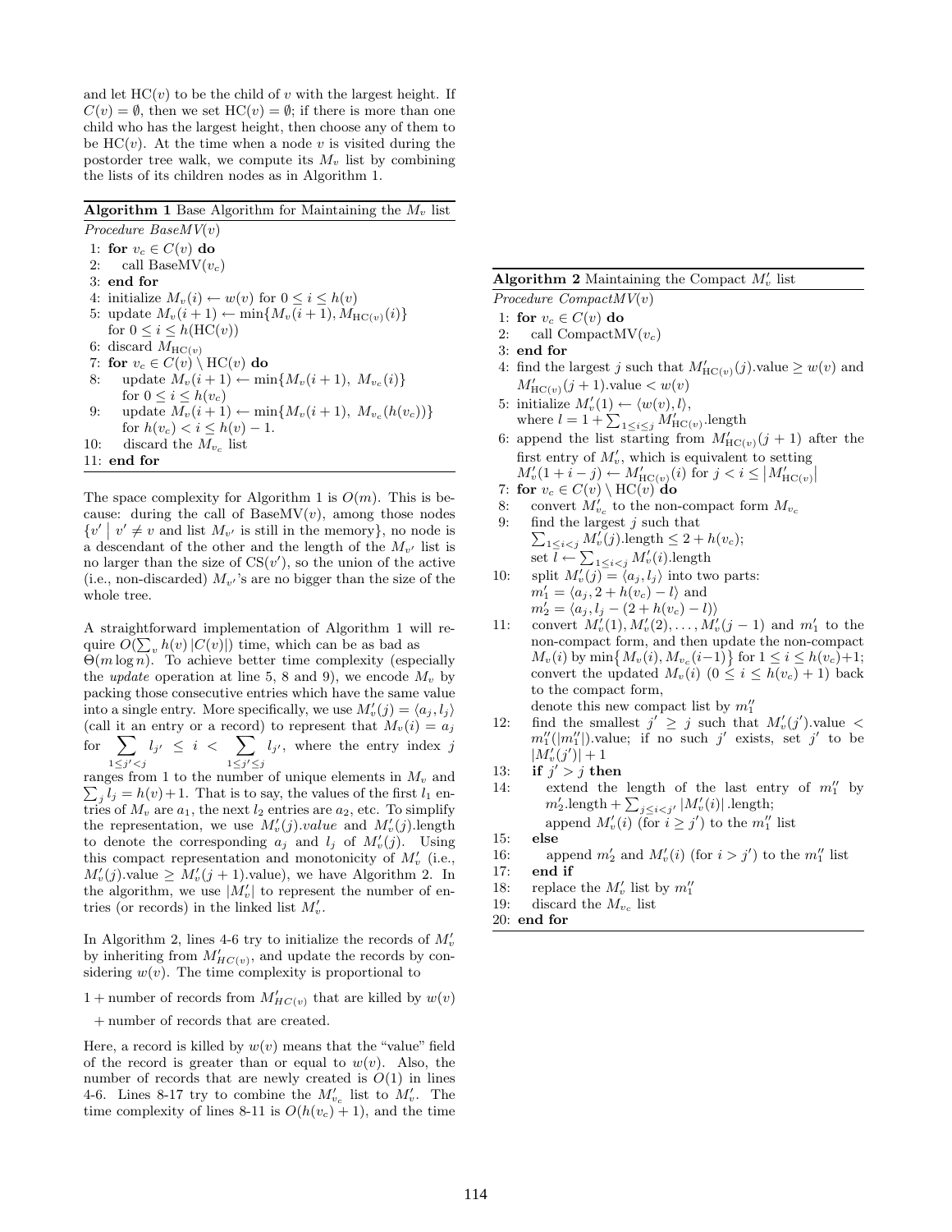and let $\mathrm{HC}(v)$ to be the child of $v$ with the largest height. If $C(v) = \emptyset$, then we set $\mathrm{HC}(v) = \emptyset$; if there is more than one child who has the largest height, then choose any of them to be $\mathrm{HC}(v)$. At the time when a node $v$ is visited during the postorder tree walk, we compute its $M_v$ list by combining the lists of its children nodes as in Algorithm 1.

**Algorithm 1** Base Algorithm for Maintaining the $M_v$ list

*Procedure BaseMV*$(v)$

1: **for** $v_c \in C(v)$ **do**
2: call BaseMV$(v_c)$
3: **end for**
4: initialize $M_v(i) \leftarrow w(v)$ for $0 \le i \le h(v)$
5: update $M_v(i+1) \leftarrow \min\{M_v(i+1), M_{\mathrm{HC}(v)}(i)\}$ for $0 \le i \le h(\mathrm{HC}(v))$
6: discard $M_{\mathrm{HC}(v)}$
7: **for** $v_c \in C(v) \setminus \mathrm{HC}(v)$ **do**
8: update $M_v(i+1) \leftarrow \min\{M_v(i+1),\ M_{v_c}(i)\}$ for $0 \le i \le h(v_c)$
9: update $M_v(i+1) \leftarrow \min\{M_v(i+1),\ M_{v_c}(h(v_c))\}$ for $h(v_c) < i \le h(v) - 1$.
10: discard the $M_{v_c}$ list
11: **end for**

The space complexity for Algorithm 1 is $O(m)$. This is because: during the call of BaseMV$(v)$, among those nodes $\{v' \mid v' \neq v$ and list $M_{v'}$ is still in the memory$\}$, no node is a descendant of the other and the length of the $M_{v'}$ list is no larger than the size of $\mathrm{CS}(v')$, so the union of the active (i.e., non-discarded) $M_{v'}$'s are no bigger than the size of the whole tree.

A straightforward implementation of Algorithm 1 will require $O(\sum_v h(v)\,|C(v)|)$ time, which can be as bad as $\Theta(m \log n)$. To achieve better time complexity (especially the *update* operation at line 5, 8 and 9), we encode $M_v$ by packing those consecutive entries which have the same value into a single entry. More specifically, we use $M'_v(j) = \langle a_j, l_j \rangle$ (call it an entry or a record) to represent that $M_v(i) = a_j$ for $\sum_{1 \le j' < j} l_{j'} \le i < \sum_{1 \le j' \le j} l_{j'}$, where the entry index $j$ ranges from 1 to the number of unique elements in $M_v$ and $\sum_j l_j = h(v)+1$. That is to say, the values of the first $l_1$ entries of $M_v$ are $a_1$, the next $l_2$ entries are $a_2$, etc. To simplify the representation, we use $M'_v(j).value$ and $M'_v(j)$.length to denote the corresponding $a_j$ and $l_j$ of $M'_v(j)$. Using this compact representation and monotonicity of $M'_v$ (i.e., $M'_v(j)$.value $\ge M'_v(j+1)$.value), we have Algorithm 2. In the algorithm, we use $|M'_v|$ to represent the number of entries (or records) in the linked list $M'_v$.

In Algorithm 2, lines 4-6 try to initialize the records of $M'_v$ by inheriting from $M'_{HC(v)}$, and update the records by considering $w(v)$. The time complexity is proportional to

1 + number of records from $M'_{HC(v)}$ that are killed by $w(v)$

+ number of records that are created.

Here, a record is killed by $w(v)$ means that the "value" field of the record is greater than or equal to $w(v)$. Also, the number of records that are newly created is $O(1)$ in lines 4-6. Lines 8-17 try to combine the $M'_{v_c}$ list to $M'_v$. The time complexity of lines 8-11 is $O(h(v_c)+1)$, and the time

**Algorithm 2** Maintaining the Compact $M'_v$ list

*Procedure CompactMV*$(v)$

1: **for** $v_c \in C(v)$ **do**
2: call CompactMV$(v_c)$
3: **end for**
4: find the largest $j$ such that $M'_{\mathrm{HC}(v)}(j)$.value $\ge w(v)$ and $M'_{\mathrm{HC}(v)}(j+1)$.value $< w(v)$
5: initialize $M'_v(1) \leftarrow \langle w(v), l \rangle$, where $l = 1 + \sum_{1 \le i \le j} M'_{\mathrm{HC}(v)}$.length
6: append the list starting from $M'_{\mathrm{HC}(v)}(j+1)$ after the first entry of $M'_v$, which is equivalent to setting $M'_v(1+i-j) \leftarrow M'_{\mathrm{HC}(v)}(i)$ for $j < i \le \left|M'_{\mathrm{HC}(v)}\right|$
7: **for** $v_c \in C(v) \setminus \mathrm{HC}(v)$ **do**
8: convert $M'_{v_c}$ to the non-compact form $M_{v_c}$
9: find the largest $j$ such that $\sum_{1 \le i < j} M'_v(j)$.length $\le 2 + h(v_c)$; set $l \leftarrow \sum_{1 \le i < j} M'_v(i)$.length
10: split $M'_v(j) = \langle a_j, l_j \rangle$ into two parts: $m'_1 = \langle a_j, 2 + h(v_c) - l \rangle$ and $m'_2 = \langle a_j, l_j - (2 + h(v_c) - l) \rangle$
11: convert $M'_v(1), M'_v(2), \ldots, M'_v(j-1)$ and $m'_1$ to the non-compact form, and then update the non-compact $M_v(i)$ by $\min\{M_v(i), M_{v_c}(i-1)\}$ for $1 \le i \le h(v_c)+1$; convert the updated $M_v(i)$ $(0 \le i \le h(v_c)+1)$ back to the compact form, denote this new compact list by $m''_1$
12: find the smallest $j' \ge j$ such that $M'_v(j')$.value $< m''_1(|m''_1|)$.value; if no such $j'$ exists, set $j'$ to be $|M'_v(j')| + 1$
13: **if** $j' > j$ **then**
14: extend the length of the last entry of $m''_1$ by $m'_2$.length $+ \sum_{j \le i < j'} |M'_v(i)|$ .length; append $M'_v(i)$ (for $i \ge j'$) to the $m''_1$ list
15: **else**
16: append $m'_2$ and $M'_v(i)$ (for $i > j'$) to the $m'_1$ list
17: **end if**
18: replace the $M'_v$ list by $m''_1$
19: discard the $M_{v_c}$ list
20: **end for**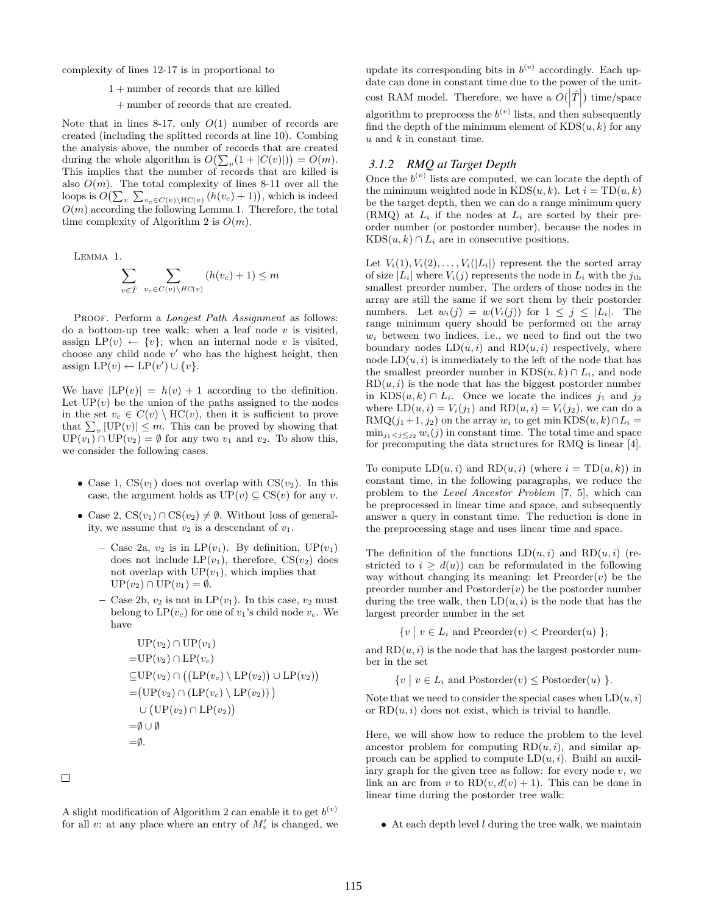complexity of lines 12-17 is in proportional to

$$
\begin{aligned}
&1 + \text{number of records that are killed} \\
&\quad + \text{number of records that are created.}
\end{aligned}
$$

Note that in lines 8-17, only $O(1)$ number of records are created (including the splitted records at line 10). Combing the analysis above, the number of records that are created during the whole algorithm is $O\big(\sum_v (1 + |C(v)|)\big) = O(m)$. This implies that the number of records that are killed is also $O(m)$. The total complexity of lines 8-11 over all the loops is $O\big(\sum_v \sum_{v_c \in C(v)\setminus \mathrm{HC}(v)} (h(v_c)+1)\big)$, which is indeed $O(m)$ according the following Lemma 1. Therefore, the total time complexity of Algorithm 2 is $O(m)$.

LEMMA 1.

$$\sum_{v \in \hat{T}} \sum_{v_c \in C(v)\setminus HC(v)} (h(v_c)+1) \le m$$

PROOF. Perform a *Longest Path Assignment* as follows: do a bottom-up tree walk; when a leaf node $v$ is visited, assign $\mathrm{LP}(v) \leftarrow \{v\}$; when an internal node $v$ is visited, choose any child node $v'$ who has the highest height, then assign $\mathrm{LP}(v) \leftarrow \mathrm{LP}(v') \cup \{v\}$.

We have $|\mathrm{LP}(v)| = h(v) + 1$ according to the definition. Let $\mathrm{UP}(v)$ be the union of the paths assigned to the nodes in the set $v_c \in C(v) \setminus \mathrm{HC}(v)$, then it is sufficient to prove that $\sum_v |\mathrm{UP}(v)| \le m$. This can be proved by showing that $\mathrm{UP}(v_1) \cap \mathrm{UP}(v_2) = \emptyset$ for any two $v_1$ and $v_2$. To show this, we consider the following cases.

- Case 1, $\mathrm{CS}(v_1)$ does not overlap with $\mathrm{CS}(v_2)$. In this case, the argument holds as $\mathrm{UP}(v) \subseteq \mathrm{CS}(v)$ for any $v$.
- Case 2, $\mathrm{CS}(v_1) \cap \mathrm{CS}(v_2) \neq \emptyset$. Without loss of generality, we assume that $v_2$ is a descendant of $v_1$.
  - Case 2a, $v_2$ is in $\mathrm{LP}(v_1)$. By definition, $\mathrm{UP}(v_1)$ does not include $\mathrm{LP}(v_1)$, therefore, $\mathrm{CS}(v_2)$ does not overlap with $\mathrm{UP}(v_1)$, which implies that $\mathrm{UP}(v_2) \cap \mathrm{UP}(v_1) = \emptyset$.
  - Case 2b, $v_2$ is not in $\mathrm{LP}(v_1)$. In this case, $v_2$ must belong to $\mathrm{LP}(v_c)$ for one of $v_1$'s child node $v_c$. We have

$$
\begin{aligned}
&\mathrm{UP}(v_2) \cap \mathrm{UP}(v_1) \\
=&\mathrm{UP}(v_2) \cap \mathrm{LP}(v_c) \\
\subseteq&\mathrm{UP}(v_2) \cap \big((\mathrm{LP}(v_c) \setminus \mathrm{LP}(v_2)) \cup \mathrm{LP}(v_2)\big) \\
=&\big(\mathrm{UP}(v_2) \cap (\mathrm{LP}(v_c) \setminus \mathrm{LP}(v_2))\big) \\
&\cup \big(\mathrm{UP}(v_2) \cap \mathrm{LP}(v_2)\big) \\
=&\emptyset \cup \emptyset \\
=&\emptyset.
\end{aligned}
$$

□

A slight modification of Algorithm 2 can enable it to get $b^{(v)}$ for all $v$: at any place where an entry of $M'_v$ is changed, we update its corresponding bits in $b^{(v)}$ accordingly. Each update can done in constant time due to the power of the unit-cost RAM model. Therefore, we have a $O(|\hat{T}|)$ time/space algorithm to preprocess the $b^{(v)}$ lists, and then subsequently find the depth of the minimum element of $\mathrm{KDS}(u,k)$ for any $u$ and $k$ in constant time.

### 3.1.2 RMQ at Target Depth

Once the $b^{(v)}$ lists are computed, we can locate the depth of the minimum weighted node in $\mathrm{KDS}(u,k)$. Let $i = \mathrm{TD}(u,k)$ be the target depth, then we can do a range minimum query (RMQ) at $L_i$ if the nodes at $L_i$ are sorted by their preorder number (or postorder number), because the nodes in $\mathrm{KDS}(u,k) \cap L_i$ are in consecutive positions.

Let $V_i(1), V_i(2), \ldots, V_i(|L_i|)$ represent the the sorted array of size $|L_i|$ where $V_i(j)$ represents the node in $L_i$ with the $j_{\text{th}}$ smallest preorder number. The orders of those nodes in the array are still the same if we sort them by their postorder numbers. Let $w_i(j) = w(V_i(j))$ for $1 \le j \le |L_i|$. The range minimum query should be performed on the array $w_i$ between two indices, i.e., we need to find out the two boundary nodes $\mathrm{LD}(u,i)$ and $\mathrm{RD}(u,i)$ respectively, where node $\mathrm{LD}(u,i)$ is immediately to the left of the node that has the smallest preorder number in $\mathrm{KDS}(u,k) \cap L_i$, and node $\mathrm{RD}(u,i)$ is the node that has the biggest postorder number in $\mathrm{KDS}(u,k) \cap L_i$. Once we locate the indices $j_1$ and $j_2$ where $\mathrm{LD}(u,i) = V_i(j_1)$ and $\mathrm{RD}(u,i) = V_i(j_2)$, we can do a $\mathrm{RMQ}(j_1+1, j_2)$ on the array $w_i$ to get $\min \mathrm{KDS}(u,k) \cap L_i = \min_{j_1 < j \le j_2} w_i(j)$ in constant time. The total time and space for precomputing the data structures for RMQ is linear [4].

To compute $\mathrm{LD}(u,i)$ and $\mathrm{RD}(u,i)$ (where $i = \mathrm{TD}(u,k)$) in constant time, in the following paragraphs, we reduce the problem to the *Level Ancestor Problem* [7, 5], which can be preprocessed in linear time and space, and subsequently answer a query in constant time. The reduction is done in the preprocessing stage and uses linear time and space.

The definition of the functions $\mathrm{LD}(u,i)$ and $\mathrm{RD}(u,i)$ (restricted to $i \ge d(u)$) can be reformulated in the following way without changing its meaning: let $\mathrm{Preorder}(v)$ be the preorder number and $\mathrm{Postorder}(v)$ be the postorder number during the tree walk, then $\mathrm{LD}(u,i)$ is the node that has the largest preorder number in the set

$$\{v \mid v \in L_i \text{ and } \mathrm{Preorder}(v) < \mathrm{Preorder}(u)\ \};$$

and $\mathrm{RD}(u,i)$ is the node that has the largest postorder number in the set

$$\{v \mid v \in L_i \text{ and } \mathrm{Postorder}(v) \le \mathrm{Postorder}(u)\ \}.$$

Note that we need to consider the special cases when $\mathrm{LD}(u,i)$ or $\mathrm{RD}(u,i)$ does not exist, which is trivial to handle.

Here, we will show how to reduce the problem to the level ancestor problem for computing $\mathrm{RD}(u,i)$, and similar approach can be applied to compute $\mathrm{LD}(u,i)$. Build an auxiliary graph for the given tree as follow: for every node $v$, we link an arc from $v$ to $\mathrm{RD}(v, d(v)+1)$. This can be done in linear time during the postorder tree walk:

- At each depth level $l$ during the tree walk, we maintain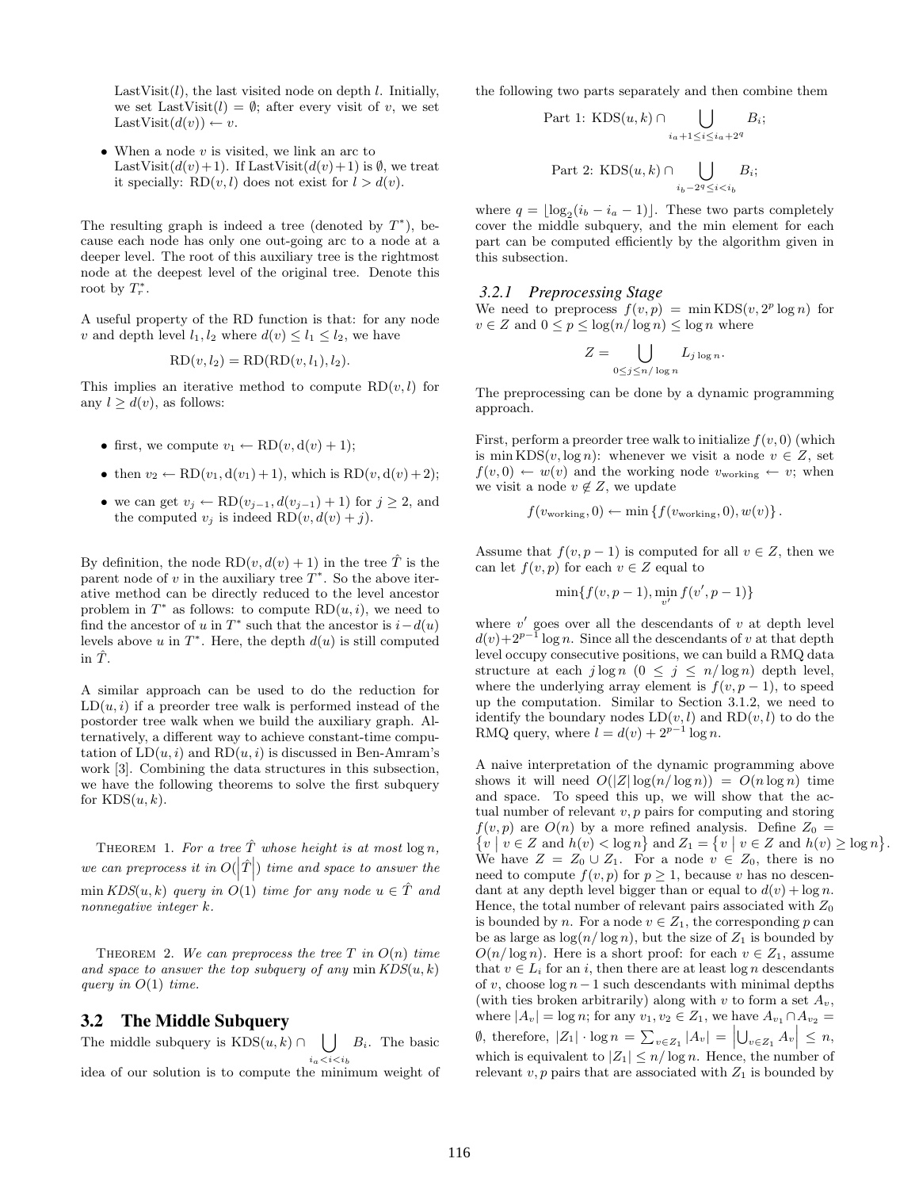LastVisit($l$), the last visited node on depth $l$. Initially, we set LastVisit($l$) $= \emptyset$; after every visit of $v$, we set LastVisit($d(v)$) $\leftarrow v$.

- When a node $v$ is visited, we link an arc to LastVisit($d(v)+1$). If LastVisit($d(v)+1$) is $\emptyset$, we treat it specially: RD($v, l$) does not exist for $l > d(v)$.

The resulting graph is indeed a tree (denoted by $T^*$), because each node has only one out-going arc to a node at a deeper level. The root of this auxiliary tree is the rightmost node at the deepest level of the original tree. Denote this root by $T_r^*$.

A useful property of the RD function is that: for any node $v$ and depth level $l_1, l_2$ where $d(v) \leq l_1 \leq l_2$, we have

$$\mathrm{RD}(v, l_2) = \mathrm{RD}(\mathrm{RD}(v, l_1), l_2).$$

This implies an iterative method to compute RD($v, l$) for any $l \geq d(v)$, as follows:

- first, we compute $v_1 \leftarrow \mathrm{RD}(v, \mathrm{d}(v) + 1)$;
- then $v_2 \leftarrow \mathrm{RD}(v_1, \mathrm{d}(v_1)+1)$, which is $\mathrm{RD}(v, \mathrm{d}(v)+2)$;
- we can get $v_j \leftarrow \mathrm{RD}(v_{j-1}, d(v_{j-1}) + 1)$ for $j \geq 2$, and the computed $v_j$ is indeed $\mathrm{RD}(v, d(v) + j)$.

By definition, the node $\mathrm{RD}(v, d(v) + 1)$ in the tree $\hat{T}$ is the parent node of $v$ in the auxiliary tree $T^*$. So the above iterative method can be directly reduced to the level ancestor problem in $T^*$ as follows: to compute $\mathrm{RD}(u, i)$, we need to find the ancestor of $u$ in $T^*$ such that the ancestor is $i - d(u)$ levels above $u$ in $T^*$. Here, the depth $d(u)$ is still computed in $\hat{T}$.

A similar approach can be used to do the reduction for $\mathrm{LD}(u, i)$ if a preorder tree walk is performed instead of the postorder tree walk when we build the auxiliary graph. Alternatively, a different way to achieve constant-time computation of $\mathrm{LD}(u, i)$ and $\mathrm{RD}(u, i)$ is discussed in Ben-Amram's work [3]. Combining the data structures in this subsection, we have the following theorems to solve the first subquery for KDS($u, k$).

THEOREM 1. *For a tree $\hat{T}$ whose height is at most $\log n$, we can preprocess it in $O(|\hat{T}|)$ time and space to answer the* $\min$ *KDS($u, k$) query in $O(1)$ time for any node $u \in \hat{T}$ and nonnegative integer $k$.*

THEOREM 2. *We can preprocess the tree $T$ in $O(n)$ time and space to answer the top subquery of any* $\min$ *KDS($u, k$) query in $O(1)$ time.*

## 3.2 The Middle Subquery

The middle subquery is $\mathrm{KDS}(u, k) \cap \bigcup_{i_a < i < i_b} B_i$. The basic idea of our solution is to compute the minimum weight of the following two parts separately and then combine them

$$\text{Part 1: } \mathrm{KDS}(u, k) \cap \bigcup_{i_a + 1 \leq i \leq i_a + 2^q} B_i;$$

$$\text{Part 2: } \mathrm{KDS}(u, k) \cap \bigcup_{i_b - 2^q \leq i < i_b} B_i;$$

where $q = \lfloor \log_2(i_b - i_a - 1) \rfloor$. These two parts completely cover the middle subquery, and the min element for each part can be computed efficiently by the algorithm given in this subsection.

### 3.2.1 Preprocessing Stage

We need to preprocess $f(v, p) = \min \mathrm{KDS}(v, 2^p \log n)$ for $v \in Z$ and $0 \leq p \leq \log(n/\log n) \leq \log n$ where

$$Z = \bigcup_{0 \leq j \leq n/\log n} L_{j \log n}.$$

The preprocessing can be done by a dynamic programming approach.

First, perform a preorder tree walk to initialize $f(v, 0)$ (which is $\min \mathrm{KDS}(v, \log n)$: whenever we visit a node $v \in Z$, set $f(v, 0) \leftarrow w(v)$ and the working node $v_{\text{working}} \leftarrow v$; when we visit a node $v \notin Z$, we update

$$f(v_{\text{working}}, 0) \leftarrow \min \{f(v_{\text{working}}, 0), w(v)\}.$$

Assume that $f(v, p-1)$ is computed for all $v \in Z$, then we can let $f(v, p)$ for each $v \in Z$ equal to

$$\min\{f(v, p-1), \min_{v'} f(v', p-1)\}$$

where $v'$ goes over all the descendants of $v$ at depth level $d(v) + 2^{p-1} \log n$. Since all the descendants of $v$ at that depth level occupy consecutive positions, we can build a RMQ data structure at each $j \log n$ $(0 \leq j \leq n/\log n)$ depth level, where the underlying array element is $f(v, p-1)$, to speed up the computation. Similar to Section 3.1.2, we need to identify the boundary nodes $\mathrm{LD}(v, l)$ and $\mathrm{RD}(v, l)$ to do the RMQ query, where $l = d(v) + 2^{p-1} \log n$.

A naive interpretation of the dynamic programming above shows it will need $O(|Z| \log(n/\log n)) = O(n \log n)$ time and space. To speed this up, we will show that the actual number of relevant $v, p$ pairs for computing and storing $f(v, p)$ are $O(n)$ by a more refined analysis. Define $Z_0 = \{v \mid v \in Z \text{ and } h(v) < \log n\}$ and $Z_1 = \{v \mid v \in Z \text{ and } h(v) \geq \log n\}$. We have $Z = Z_0 \cup Z_1$. For a node $v \in Z_0$, there is no need to compute $f(v, p)$ for $p \geq 1$, because $v$ has no descendant at any depth level bigger than or equal to $d(v) + \log n$. Hence, the total number of relevant pairs associated with $Z_0$ is bounded by $n$. For a node $v \in Z_1$, the corresponding $p$ can be as large as $\log(n/\log n)$, but the size of $Z_1$ is bounded by $O(n/\log n)$. Here is a short proof: for each $v \in Z_1$, assume that $v \in L_i$ for an $i$, then there are at least $\log n$ descendants of $v$, choose $\log n - 1$ such descendants with minimal depths (with ties broken arbitrarily) along with $v$ to form a set $A_v$, where $|A_v| = \log n$; for any $v_1, v_2 \in Z_1$, we have $A_{v_1} \cap A_{v_2} = \emptyset$, therefore, $|Z_1| \cdot \log n = \sum_{v \in Z_1} |A_v| = \left|\bigcup_{v \in Z_1} A_v\right| \leq n$, which is equivalent to $|Z_1| \leq n/\log n$. Hence, the number of relevant $v, p$ pairs that are associated with $Z_1$ is bounded by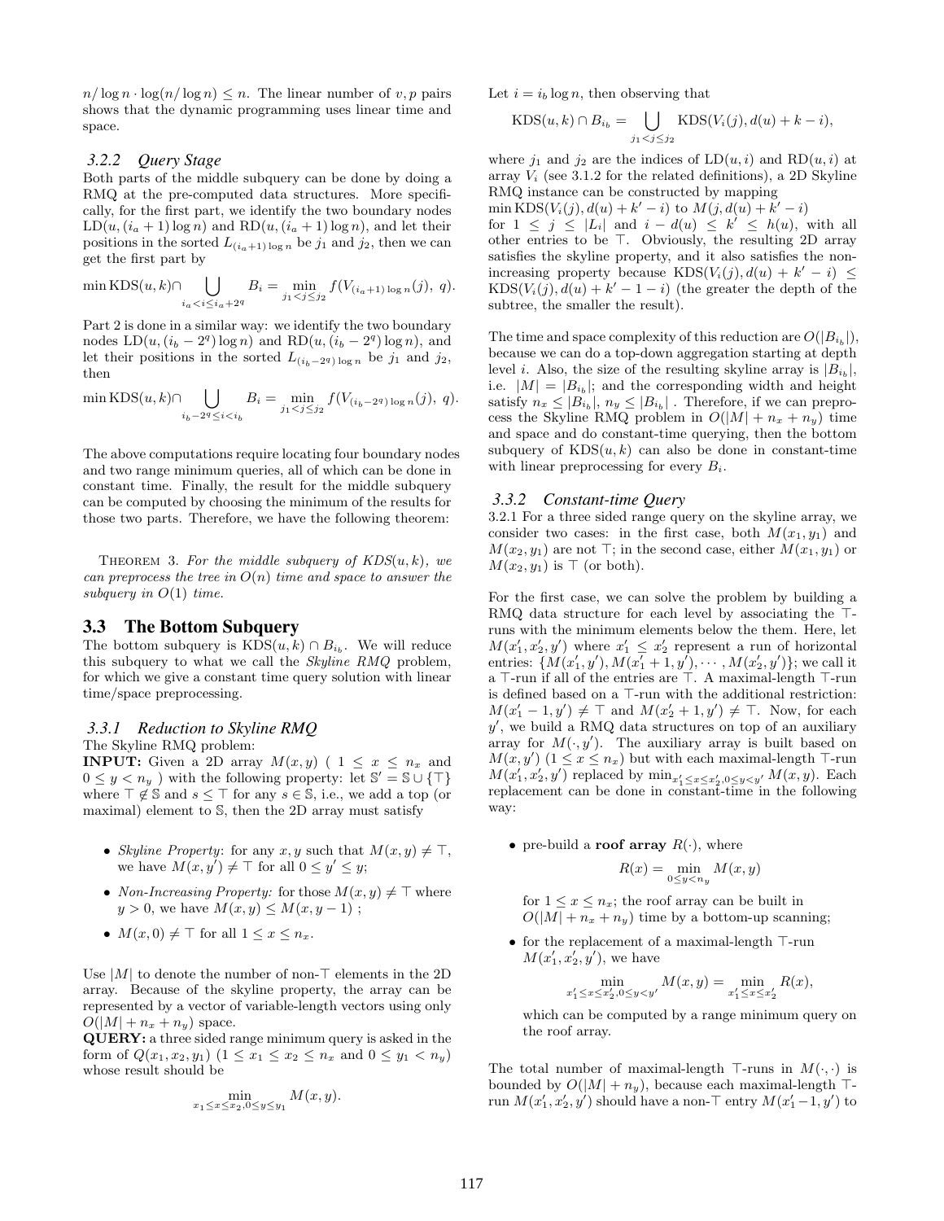$n/\log n \cdot \log(n/\log n) \leq n$. The linear number of $v, p$ pairs shows that the dynamic programming uses linear time and space.

### 3.2.2 Query Stage

Both parts of the middle subquery can be done by doing a RMQ at the pre-computed data structures. More specifically, for the first part, we identify the two boundary nodes $\mathrm{LD}(u, (i_a+1)\log n)$ and $\mathrm{RD}(u, (i_a+1)\log n)$, and let their positions in the sorted $L_{(i_a+1)\log n}$ be $j_1$ and $j_2$, then we can get the first part by

$$\min \mathrm{KDS}(u,k) \cap \bigcup_{i_a < i \leq i_a + 2^q} B_i = \min_{j_1 < j \leq j_2} f(V_{(i_a+1)\log n}(j),\ q).$$

Part 2 is done in a similar way: we identify the two boundary nodes $\mathrm{LD}(u, (i_b - 2^q)\log n)$ and $\mathrm{RD}(u, (i_b - 2^q)\log n)$, and let their positions in the sorted $L_{(i_b - 2^q)\log n}$ be $j_1$ and $j_2$, then

$$\min \mathrm{KDS}(u,k) \cap \bigcup_{i_b - 2^q \leq i < i_b} B_i = \min_{j_1 < j \leq j_2} f(V_{(i_b - 2^q)\log n}(j),\ q).$$

The above computations require locating four boundary nodes and two range minimum queries, all of which can be done in constant time. Finally, the result for the middle subquery can be computed by choosing the minimum of the results for those two parts. Therefore, we have the following theorem:

THEOREM 3. *For the middle subquery of $KDS(u,k)$, we can preprocess the tree in $O(n)$ time and space to answer the subquery in $O(1)$ time.*

## 3.3 The Bottom Subquery

The bottom subquery is $\mathrm{KDS}(u,k) \cap B_{i_b}$. We will reduce this subquery to what we call the *Skyline RMQ* problem, for which we give a constant time query solution with linear time/space preprocessing.

### 3.3.1 Reduction to Skyline RMQ

The Skyline RMQ problem:

**INPUT:** Given a 2D array $M(x,y)$ ( $1 \leq x \leq n_x$ and $0 \leq y < n_y$ ) with the following property: let $\mathbb{S}' = \mathbb{S} \cup \{\top\}$ where $\top \notin \mathbb{S}$ and $s \leq \top$ for any $s \in \mathbb{S}$, i.e., we add a top (or maximal) element to $\mathbb{S}$, then the 2D array must satisfy

- *Skyline Property*: for any $x, y$ such that $M(x,y) \neq \top$, we have $M(x,y') \neq \top$ for all $0 \leq y' \leq y$;
- *Non-Increasing Property:* for those $M(x,y) \neq \top$ where $y > 0$, we have $M(x,y) \leq M(x, y-1)$ ;
- $M(x, 0) \neq \top$ for all $1 \leq x \leq n_x$.

Use $|M|$ to denote the number of non-$\top$ elements in the 2D array. Because of the skyline property, the array can be represented by a vector of variable-length vectors using only $O(|M| + n_x + n_y)$ space.

**QUERY:** a three sided range minimum query is asked in the form of $Q(x_1, x_2, y_1)$ ($1 \leq x_1 \leq x_2 \leq n_x$ and $0 \leq y_1 < n_y$) whose result should be

$$\min_{x_1 \leq x \leq x_2, 0 \leq y \leq y_1} M(x,y).$$

Let $i = i_b \log n$, then observing that

$$\mathrm{KDS}(u,k) \cap B_{i_b} = \bigcup_{j_1 < j \leq j_2} \mathrm{KDS}(V_i(j), d(u) + k - i),$$

where $j_1$ and $j_2$ are the indices of $\mathrm{LD}(u,i)$ and $\mathrm{RD}(u,i)$ at array $V_i$ (see 3.1.2 for the related definitions), a 2D Skyline RMQ instance can be constructed by mapping

$\min \mathrm{KDS}(V_i(j), d(u) + k' - i)$ to $M(j, d(u) + k' - i)$

for $1 \leq j \leq |L_i|$ and $i - d(u) \leq k' \leq h(u)$, with all other entries to be $\top$. Obviously, the resulting 2D array satisfies the skyline property, and it also satisfies the non-increasing property because $\mathrm{KDS}(V_i(j), d(u) + k' - i) \leq \mathrm{KDS}(V_i(j), d(u) + k' - 1 - i)$ (the greater the depth of the subtree, the smaller the result).

The time and space complexity of this reduction are $O(|B_{i_b}|)$, because we can do a top-down aggregation starting at depth level $i$. Also, the size of the resulting skyline array is $|B_{i_b}|$, i.e. $|M| = |B_{i_b}|$; and the corresponding width and height satisfy $n_x \leq |B_{i_b}|$, $n_y \leq |B_{i_b}|$ . Therefore, if we can preprocess the Skyline RMQ problem in $O(|M| + n_x + n_y)$ time and space and do constant-time querying, then the bottom subquery of $\mathrm{KDS}(u,k)$ can also be done in constant-time with linear preprocessing for every $B_i$.

### 3.3.2 Constant-time Query

3.2.1 For a three sided range query on the skyline array, we consider two cases: in the first case, both $M(x_1, y_1)$ and $M(x_2, y_1)$ are not $\top$; in the second case, either $M(x_1, y_1)$ or $M(x_2, y_1)$ is $\top$ (or both).

For the first case, we can solve the problem by building a RMQ data structure for each level by associating the $\top$-runs with the minimum elements below the them. Here, let $M(x'_1, x'_2, y')$ where $x'_1 \leq x'_2$ represent a run of horizontal entries: $\{M(x'_1, y'), M(x'_1 + 1, y'), \cdots, M(x'_2, y')\}$; we call it a $\top$-run if all of the entries are $\top$. A maximal-length $\top$-run is defined based on a $\top$-run with the additional restriction: $M(x'_1 - 1, y') \neq \top$ and $M(x'_2 + 1, y') \neq \top$. Now, for each $y'$, we build a RMQ data structures on top of an auxiliary array for $M(\cdot, y')$. The auxiliary array is built based on $M(x, y')$ $(1 \leq x \leq n_x)$ but with each maximal-length $\top$-run $M(x'_1, x'_2, y')$ replaced by $\min_{x'_1 \leq x \leq x'_2, 0 \leq y < y'} M(x,y)$. Each replacement can be done in constant-time in the following way:

- pre-build a **roof array** $R(\cdot)$, where

  $$R(x) = \min_{0 \leq y < n_y} M(x,y)$$

  for $1 \leq x \leq n_x$; the roof array can be built in $O(|M| + n_x + n_y)$ time by a bottom-up scanning;

- for the replacement of a maximal-length $\top$-run $M(x'_1, x'_2, y')$, we have

  $$\min_{x'_1 \leq x \leq x'_2, 0 \leq y < y'} M(x,y) = \min_{x'_1 \leq x \leq x'_2} R(x),$$

  which can be computed by a range minimum query on the roof array.

The total number of maximal-length $\top$-runs in $M(\cdot,\cdot)$ is bounded by $O(|M| + n_y)$, because each maximal-length $\top$-run $M(x'_1, x'_2, y')$ should have a non-$\top$ entry $M(x'_1 - 1, y')$ to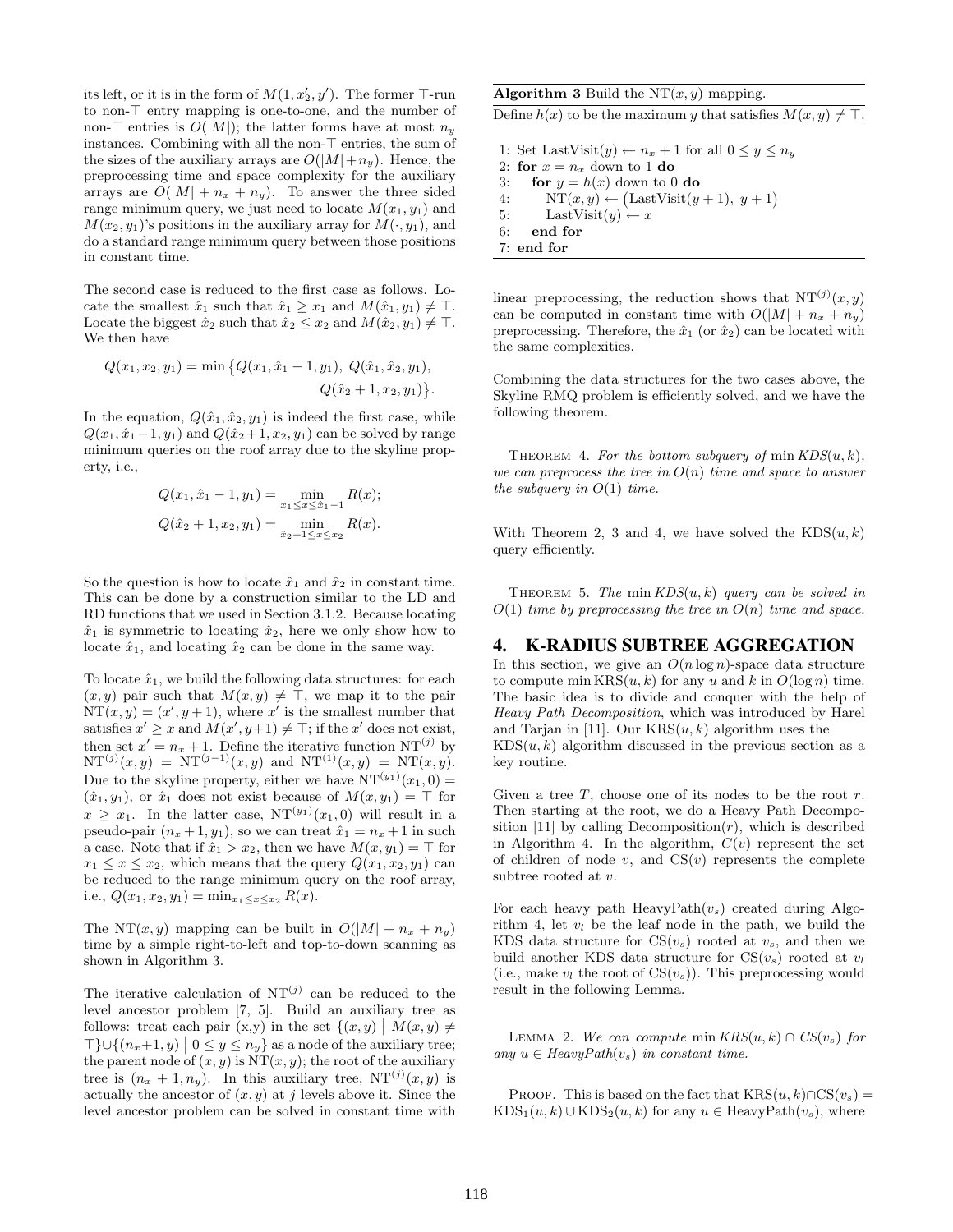its left, or it is in the form of $M(1, x_2', y')$. The former ⊤-run to non-⊤ entry mapping is one-to-one, and the number of non-⊤ entries is $O(|M|)$; the latter forms have at most $n_y$ instances. Combining with all the non-⊤ entries, the sum of the sizes of the auxiliary arrays are $O(|M|+n_y)$. Hence, the preprocessing time and space complexity for the auxiliary arrays are $O(|M| + n_x + n_y)$. To answer the three sided range minimum query, we just need to locate $M(x_1, y_1)$ and $M(x_2, y_1)$'s positions in the auxiliary array for $M(\cdot, y_1)$, and do a standard range minimum query between those positions in constant time.

The second case is reduced to the first case as follows. Locate the smallest $\hat{x}_1$ such that $\hat{x}_1 \geq x_1$ and $M(\hat{x}_1, y_1) \neq \top$. Locate the biggest $\hat{x}_2$ such that $\hat{x}_2 \leq x_2$ and $M(\hat{x}_2, y_1) \neq \top$. We then have

$$Q(x_1, x_2, y_1) = \min\big\{Q(x_1, \hat{x}_1 - 1, y_1),\ Q(\hat{x}_1, \hat{x}_2, y_1),\ Q(\hat{x}_2 + 1, x_2, y_1)\big\}.$$

In the equation, $Q(\hat{x}_1, \hat{x}_2, y_1)$ is indeed the first case, while $Q(x_1, \hat{x}_1 - 1, y_1)$ and $Q(\hat{x}_2 + 1, x_2, y_1)$ can be solved by range minimum queries on the roof array due to the skyline property, i.e.,

$$Q(x_1, \hat{x}_1 - 1, y_1) = \min_{x_1 \leq x \leq \hat{x}_1 - 1} R(x);$$
$$Q(\hat{x}_2 + 1, x_2, y_1) = \min_{\hat{x}_2 + 1 \leq x \leq x_2} R(x).$$

So the question is how to locate $\hat{x}_1$ and $\hat{x}_2$ in constant time. This can be done by a construction similar to the LD and RD functions that we used in Section 3.1.2. Because locating $\hat{x}_1$ is symmetric to locating $\hat{x}_2$, here we only show how to locate $\hat{x}_1$, and locating $\hat{x}_2$ can be done in the same way.

To locate $\hat{x}_1$, we build the following data structures: for each $(x, y)$ pair such that $M(x, y) \neq \top$, we map it to the pair $\text{NT}(x, y) = (x', y + 1)$, where $x'$ is the smallest number that satisfies $x' \geq x$ and $M(x', y+1) \neq \top$; if the $x'$ does not exist, then set $x' = n_x + 1$. Define the iterative function $\text{NT}^{(j)}$ by $\text{NT}^{(j)}(x, y) = \text{NT}^{(j-1)}(x, y)$ and $\text{NT}^{(1)}(x, y) = \text{NT}(x, y)$. Due to the skyline property, either we have $\text{NT}^{(y_1)}(x_1, 0) = (\hat{x}_1, y_1)$, or $\hat{x}_1$ does not exist because of $M(x, y_1) = \top$ for $x \geq x_1$. In the latter case, $\text{NT}^{(y_1)}(x_1, 0)$ will result in a pseudo-pair $(n_x + 1, y_1)$, so we can treat $\hat{x}_1 = n_x + 1$ in such a case. Note that if $\hat{x}_1 > x_2$, then we have $M(x, y_1) = \top$ for $x_1 \leq x \leq x_2$, which means that the query $Q(x_1, x_2, y_1)$ can be reduced to the range minimum query on the roof array, i.e., $Q(x_1, x_2, y_1) = \min_{x_1 \leq x \leq x_2} R(x)$.

The $\text{NT}(x, y)$ mapping can be built in $O(|M| + n_x + n_y)$ time by a simple right-to-left and top-to-down scanning as shown in Algorithm 3.

The iterative calculation of $\text{NT}^{(j)}$ can be reduced to the level ancestor problem [7, 5]. Build an auxiliary tree as follows: treat each pair (x,y) in the set $\{(x, y) \mid M(x, y) \neq \top\} \cup \{(n_x+1, y) \mid 0 \leq y \leq n_y\}$ as a node of the auxiliary tree; the parent node of $(x, y)$ is $\text{NT}(x, y)$; the root of the auxiliary tree is $(n_x + 1, n_y)$. In this auxiliary tree, $\text{NT}^{(j)}(x, y)$ is actually the ancestor of $(x, y)$ at $j$ levels above it. Since the level ancestor problem can be solved in constant time with

**Algorithm 3** Build the $\text{NT}(x, y)$ mapping.

Define $h(x)$ to be the maximum $y$ that satisfies $M(x, y) \neq \top$.

```
1: Set LastVisit(y) ← n_x + 1 for all 0 ≤ y ≤ n_y
2: for x = n_x down to 1 do
3:   for y = h(x) down to 0 do
4:     NT(x, y) ← (LastVisit(y + 1), y + 1)
5:     LastVisit(y) ← x
6:   end for
7: end for
```

linear preprocessing, the reduction shows that $\text{NT}^{(j)}(x, y)$ can be computed in constant time with $O(|M| + n_x + n_y)$ preprocessing. Therefore, the $\hat{x}_1$ (or $\hat{x}_2$) can be located with the same complexities.

Combining the data structures for the two cases above, the Skyline RMQ problem is efficiently solved, and we have the following theorem.

Theorem 4. *For the bottom subquery of* $\min KDS(u, k)$, *we can preprocess the tree in* $O(n)$ *time and space to answer the subquery in* $O(1)$ *time.*

With Theorem 2, 3 and 4, we have solved the $\text{KDS}(u, k)$ query efficiently.

Theorem 5. *The* $\min KDS(u, k)$ *query can be solved in* $O(1)$ *time by preprocessing the tree in* $O(n)$ *time and space.*

## 4. K-RADIUS SUBTREE AGGREGATION

In this section, we give an $O(n \log n)$-space data structure to compute $\min \text{KRS}(u, k)$ for any $u$ and $k$ in $O(\log n)$ time. The basic idea is to divide and conquer with the help of *Heavy Path Decomposition*, which was introduced by Harel and Tarjan in [11]. Our $\text{KRS}(u, k)$ algorithm uses the $\text{KDS}(u, k)$ algorithm discussed in the previous section as a key routine.

Given a tree $T$, choose one of its nodes to be the root $r$. Then starting at the root, we do a Heavy Path Decomposition [11] by calling Decomposition($r$), which is described in Algorithm 4. In the algorithm, $C(v)$ represent the set of children of node $v$, and $\text{CS}(v)$ represents the complete subtree rooted at $v$.

For each heavy path $\text{HeavyPath}(v_s)$ created during Algorithm 4, let $v_l$ be the leaf node in the path, we build the KDS data structure for $\text{CS}(v_s)$ rooted at $v_s$, and then we build another KDS data structure for $\text{CS}(v_s)$ rooted at $v_l$ (i.e., make $v_l$ the root of $\text{CS}(v_s)$). This preprocessing would result in the following Lemma.

Lemma 2. *We can compute* $\min KRS(u, k) \cap CS(v_s)$ *for any* $u \in HeavyPath(v_s)$ *in constant time.*

Proof. This is based on the fact that $\text{KRS}(u, k) \cap \text{CS}(v_s) = \text{KDS}_1(u, k) \cup \text{KDS}_2(u, k)$ for any $u \in \text{HeavyPath}(v_s)$, where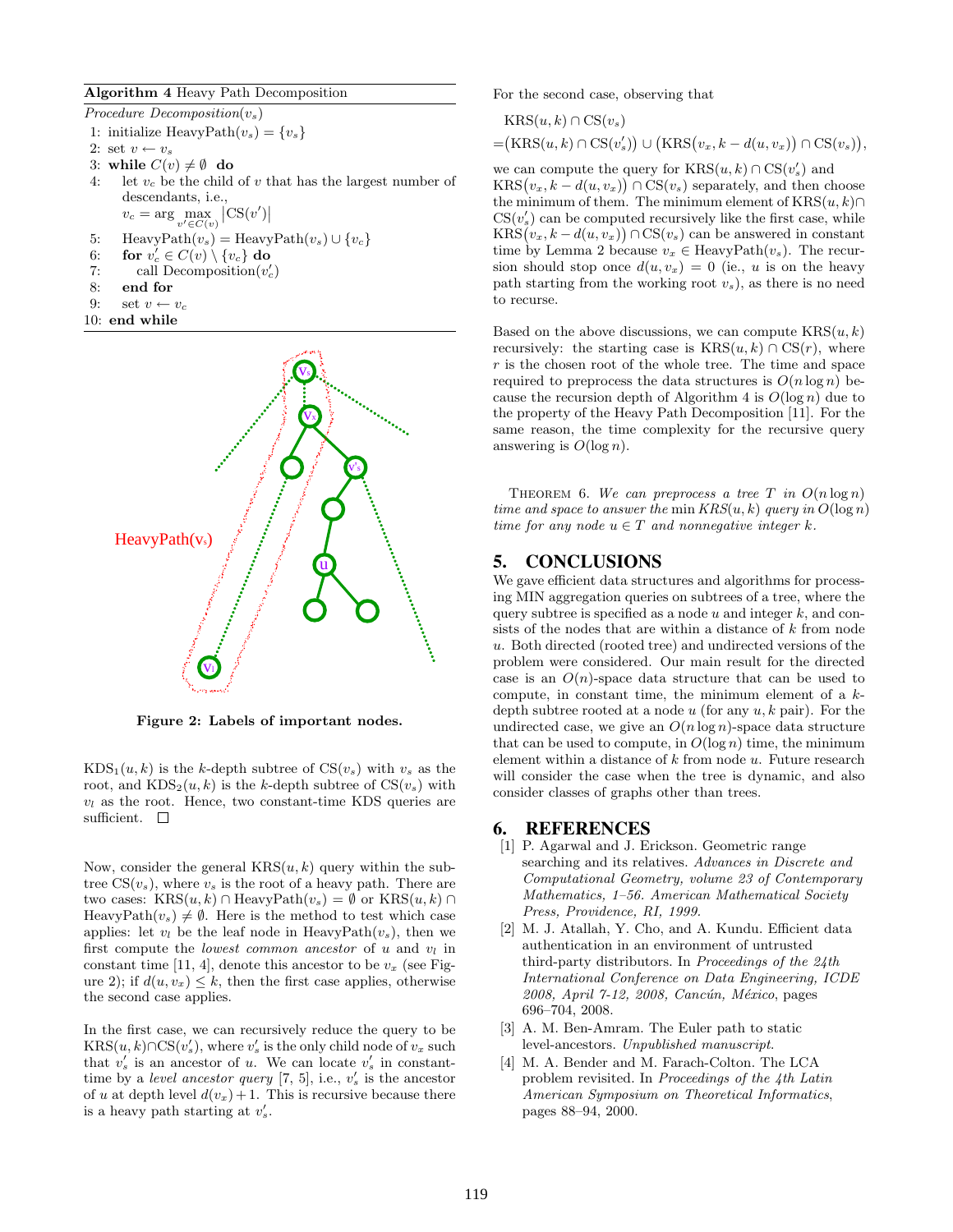**Algorithm 4** Heavy Path Decomposition

*Procedure Decomposition*($v_s$)

```
1: initialize HeavyPath(v_s) = {v_s}
2: set v ← v_s
3: while C(v) ≠ ∅ do
4:    let v_c be the child of v that has the largest number of
      descendants, i.e.,
      v_c = arg max_{v' ∈ C(v)} |CS(v')|
5:    HeavyPath(v_s) = HeavyPath(v_s) ∪ {v_c}
6:    for v'_c ∈ C(v) \ {v_c} do
7:       call Decomposition(v'_c)
8:    end for
9:    set v ← v_c
10: end while
```

HeavyPath(vs)

**Figure 2: Labels of important nodes.**

$\text{KDS}_1(u, k)$ is the $k$-depth subtree of $\text{CS}(v_s)$ with $v_s$ as the root, and $\text{KDS}_2(u, k)$ is the $k$-depth subtree of $\text{CS}(v_s)$ with $v_l$ as the root. Hence, two constant-time KDS queries are sufficient. □

Now, consider the general $\text{KRS}(u, k)$ query within the subtree $\text{CS}(v_s)$, where $v_s$ is the root of a heavy path. There are two cases: $\text{KRS}(u, k) \cap \text{HeavyPath}(v_s) = \emptyset$ or $\text{KRS}(u, k) \cap \text{HeavyPath}(v_s) \neq \emptyset$. Here is the method to test which case applies: let $v_l$ be the leaf node in $\text{HeavyPath}(v_s)$, then we first compute the *lowest common ancestor* of $u$ and $v_l$ in constant time [11, 4], denote this ancestor to be $v_x$ (see Figure 2); if $d(u, v_x) \leq k$, then the first case applies, otherwise the second case applies.

In the first case, we can recursively reduce the query to be $\text{KRS}(u, k) \cap \text{CS}(v'_s)$, where $v'_s$ is the only child node of $v_x$ such that $v'_s$ is an ancestor of $u$. We can locate $v'_s$ in constant-time by a *level ancestor query* [7, 5], i.e., $v'_s$ is the ancestor of $u$ at depth level $d(v_x) + 1$. This is recursive because there is a heavy path starting at $v'_s$.

For the second case, observing that

$$\begin{aligned}&\text{KRS}(u, k) \cap \text{CS}(v_s)\\ =&\big(\text{KRS}(u, k) \cap \text{CS}(v'_s)\big) \cup \big(\text{KRS}(v_x, k - d(u, v_x)) \cap \text{CS}(v_s)\big),\end{aligned}$$

we can compute the query for $\text{KRS}(u, k) \cap \text{CS}(v'_s)$ and $\text{KRS}(v_x, k - d(u, v_x)) \cap \text{CS}(v_s)$ separately, and then choose the minimum of them. The minimum element of $\text{KRS}(u, k) \cap \text{CS}(v'_s)$ can be computed recursively like the first case, while $\text{KRS}(v_x, k - d(u, v_x)) \cap \text{CS}(v_s)$ can be answered in constant time by Lemma 2 because $v_x \in \text{HeavyPath}(v_s)$. The recursion should stop once $d(u, v_x) = 0$ (ie., $u$ is on the heavy path starting from the working root $v_s$), as there is no need to recurse.

Based on the above discussions, we can compute $\text{KRS}(u, k)$ recursively: the starting case is $\text{KRS}(u, k) \cap \text{CS}(r)$, where $r$ is the chosen root of the whole tree. The time and space required to preprocess the data structures is $O(n \log n)$ because the recursion depth of Algorithm 4 is $O(\log n)$ due to the property of the Heavy Path Decomposition [11]. For the same reason, the time complexity for the recursive query answering is $O(\log n)$.

THEOREM 6. *We can preprocess a tree $T$ in $O(n \log n)$ time and space to answer the* min *$KRS(u, k)$ query in $O(\log n)$ time for any node $u \in T$ and nonnegative integer $k$.*

## 5. CONCLUSIONS

We gave efficient data structures and algorithms for processing MIN aggregation queries on subtrees of a tree, where the query subtree is specified as a node $u$ and integer $k$, and consists of the nodes that are within a distance of $k$ from node $u$. Both directed (rooted tree) and undirected versions of the problem were considered. Our main result for the directed case is an $O(n)$-space data structure that can be used to compute, in constant time, the minimum element of a $k$-depth subtree rooted at a node $u$ (for any $u, k$ pair). For the undirected case, we give an $O(n \log n)$-space data structure that can be used to compute, in $O(\log n)$ time, the minimum element within a distance of $k$ from node $u$. Future research will consider the case when the tree is dynamic, and also consider classes of graphs other than trees.

## 6. REFERENCES

[1] P. Agarwal and J. Erickson. Geometric range searching and its relatives. *Advances in Discrete and Computational Geometry, volume 23 of Contemporary Mathematics, 1–56. American Mathematical Society Press, Providence, RI, 1999.*

[2] M. J. Atallah, Y. Cho, and A. Kundu. Efficient data authentication in an environment of untrusted third-party distributors. In *Proceedings of the 24th International Conference on Data Engineering, ICDE 2008, April 7-12, 2008, Cancún, México*, pages 696–704, 2008.

[3] A. M. Ben-Amram. The Euler path to static level-ancestors. *Unpublished manuscript.*

[4] M. A. Bender and M. Farach-Colton. The LCA problem revisited. In *Proceedings of the 4th Latin American Symposium on Theoretical Informatics*, pages 88–94, 2000.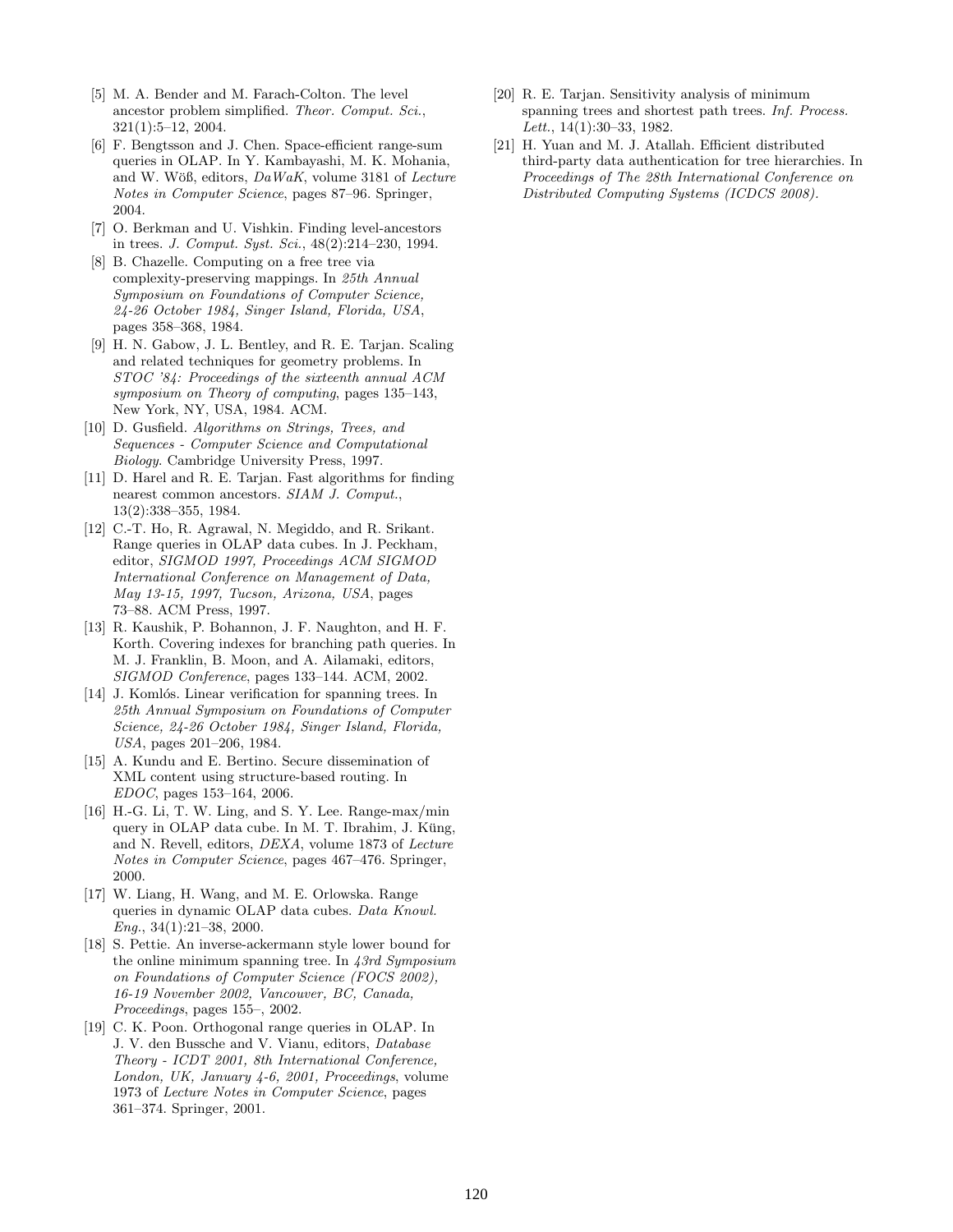[5] M. A. Bender and M. Farach-Colton. The level ancestor problem simplified. *Theor. Comput. Sci.*, 321(1):5–12, 2004.

[6] F. Bengtsson and J. Chen. Space-efficient range-sum queries in OLAP. In Y. Kambayashi, M. K. Mohania, and W. Wöß, editors, *DaWaK*, volume 3181 of *Lecture Notes in Computer Science*, pages 87–96. Springer, 2004.

[7] O. Berkman and U. Vishkin. Finding level-ancestors in trees. *J. Comput. Syst. Sci.*, 48(2):214–230, 1994.

[8] B. Chazelle. Computing on a free tree via complexity-preserving mappings. In *25th Annual Symposium on Foundations of Computer Science, 24-26 October 1984, Singer Island, Florida, USA*, pages 358–368, 1984.

[9] H. N. Gabow, J. L. Bentley, and R. E. Tarjan. Scaling and related techniques for geometry problems. In *STOC '84: Proceedings of the sixteenth annual ACM symposium on Theory of computing*, pages 135–143, New York, NY, USA, 1984. ACM.

[10] D. Gusfield. *Algorithms on Strings, Trees, and Sequences - Computer Science and Computational Biology*. Cambridge University Press, 1997.

[11] D. Harel and R. E. Tarjan. Fast algorithms for finding nearest common ancestors. *SIAM J. Comput.*, 13(2):338–355, 1984.

[12] C.-T. Ho, R. Agrawal, N. Megiddo, and R. Srikant. Range queries in OLAP data cubes. In J. Peckham, editor, *SIGMOD 1997, Proceedings ACM SIGMOD International Conference on Management of Data, May 13-15, 1997, Tucson, Arizona, USA*, pages 73–88. ACM Press, 1997.

[13] R. Kaushik, P. Bohannon, J. F. Naughton, and H. F. Korth. Covering indexes for branching path queries. In M. J. Franklin, B. Moon, and A. Ailamaki, editors, *SIGMOD Conference*, pages 133–144. ACM, 2002.

[14] J. Komlós. Linear verification for spanning trees. In *25th Annual Symposium on Foundations of Computer Science, 24-26 October 1984, Singer Island, Florida, USA*, pages 201–206, 1984.

[15] A. Kundu and E. Bertino. Secure dissemination of XML content using structure-based routing. In *EDOC*, pages 153–164, 2006.

[16] H.-G. Li, T. W. Ling, and S. Y. Lee. Range-max/min query in OLAP data cube. In M. T. Ibrahim, J. Küng, and N. Revell, editors, *DEXA*, volume 1873 of *Lecture Notes in Computer Science*, pages 467–476. Springer, 2000.

[17] W. Liang, H. Wang, and M. E. Orlowska. Range queries in dynamic OLAP data cubes. *Data Knowl. Eng.*, 34(1):21–38, 2000.

[18] S. Pettie. An inverse-ackermann style lower bound for the online minimum spanning tree. In *43rd Symposium on Foundations of Computer Science (FOCS 2002), 16-19 November 2002, Vancouver, BC, Canada, Proceedings*, pages 155–, 2002.

[19] C. K. Poon. Orthogonal range queries in OLAP. In J. V. den Bussche and V. Vianu, editors, *Database Theory - ICDT 2001, 8th International Conference, London, UK, January 4-6, 2001, Proceedings*, volume 1973 of *Lecture Notes in Computer Science*, pages 361–374. Springer, 2001.

[20] R. E. Tarjan. Sensitivity analysis of minimum spanning trees and shortest path trees. *Inf. Process. Lett.*, 14(1):30–33, 1982.

[21] H. Yuan and M. J. Atallah. Efficient distributed third-party data authentication for tree hierarchies. In *Proceedings of The 28th International Conference on Distributed Computing Systems (ICDCS 2008).*